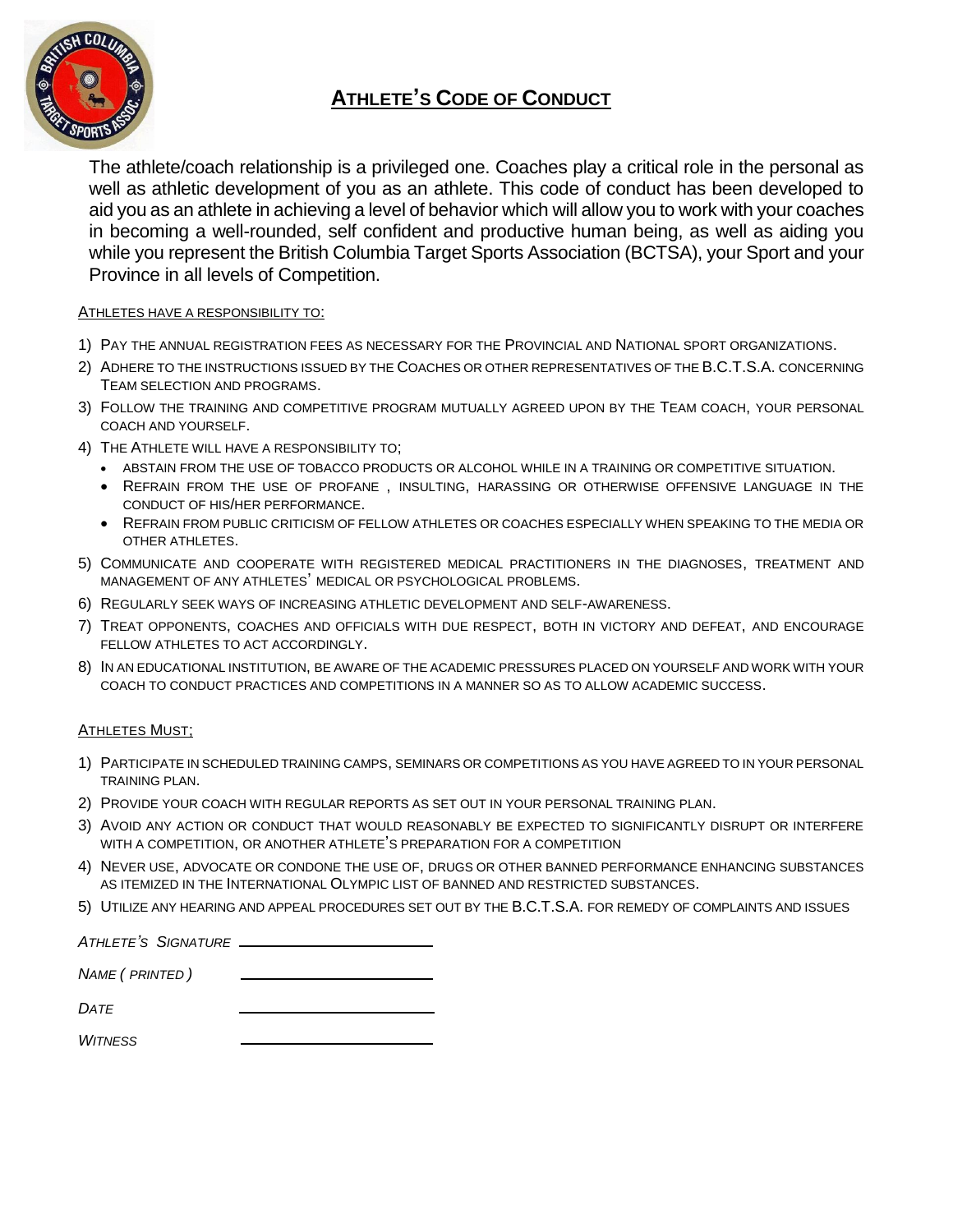# Athlete's Code of Conduct

The athlete/coach relationship is a privileged one. Coaches play a critical role in the personal as well as athletic development of you as an athlete. This code of conduct has been developed to aid you as an athlete in achieving a level of behavior which will allow you to work with your coaches in becoming a well-rounded, self confident and productive human being, as well as aiding you while you represent the British Columbia Target Sports Association (BCTSA), your Sport and your Province in all levels of Competition.

## Athletes have a responsibility to:

1) Pay the annual registration fees as necessary for the Provincial and National sport organizations.
2) Adhere to the instructions issued by the Coaches or other representatives of the B.C.T.S.A. concerning Team selection and programs.
3) Follow the training and competitive program mutually agreed upon by the Team coach, your personal coach and yourself.
4) The Athlete will have a responsibility to;
   - abstain from the use of tobacco products or alcohol while in a training or competitive situation.
   - Refrain from the use of profane , insulting, harassing or otherwise offensive language in the conduct of his/her performance.
   - Refrain from public criticism of fellow athletes or coaches especially when speaking to the media or other athletes.
5) Communicate and cooperate with registered medical practitioners in the diagnoses, treatment and management of any athletes' medical or psychological problems.
6) Regularly seek ways of increasing athletic development and self-awareness.
7) Treat opponents, coaches and officials with due respect, both in victory and defeat, and encourage fellow athletes to act accordingly.
8) In an educational institution, be aware of the academic pressures placed on yourself and work with your coach to conduct practices and competitions in a manner so as to allow academic success.

## Athletes Must;

1) Participate in scheduled training camps, seminars or competitions as you have agreed to in your personal training plan.
2) Provide your coach with regular reports as set out in your personal training plan.
3) Avoid any action or conduct that would reasonably be expected to significantly disrupt or interfere with a competition, or another athlete's preparation for a competition
4) Never use, advocate or condone the use of, drugs or other banned performance enhancing substances as itemized in the International Olympic list of banned and restricted substances.
5) Utilize any hearing and appeal procedures set out by the B.C.T.S.A. for remedy of complaints and issues

*Athlete's Signature* ______________________

*Name ( printed )* ______________________

*Date* ______________________

*Witness* ______________________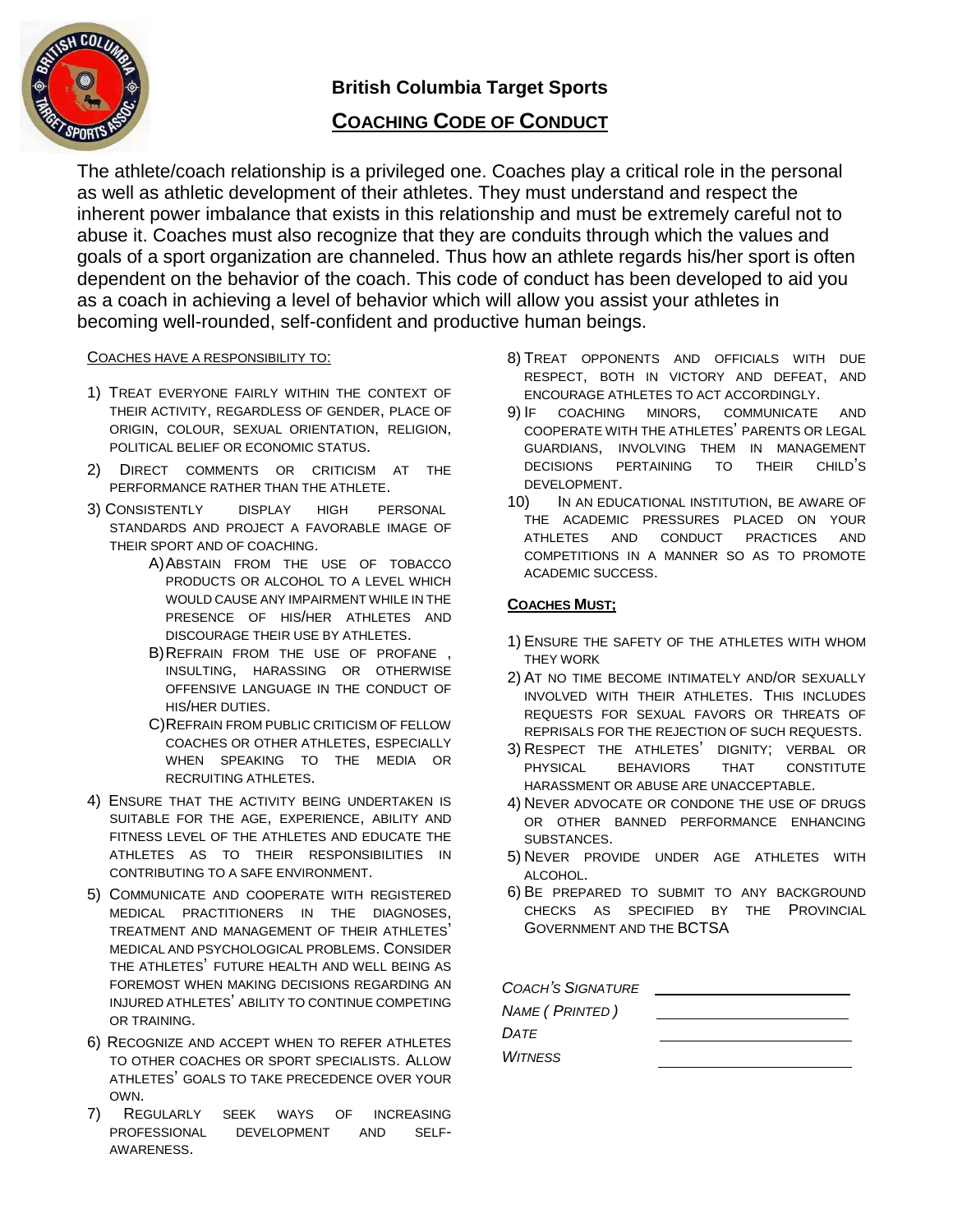# British Columbia Target Sports

## Coaching Code of Conduct

The athlete/coach relationship is a privileged one. Coaches play a critical role in the personal as well as athletic development of their athletes. They must understand and respect the inherent power imbalance that exists in this relationship and must be extremely careful not to abuse it. Coaches must also recognize that they are conduits through which the values and goals of a sport organization are channeled. Thus how an athlete regards his/her sport is often dependent on the behavior of the coach. This code of conduct has been developed to aid you as a coach in achieving a level of behavior which will allow you assist your athletes in becoming well-rounded, self-confident and productive human beings.

Coaches have a responsibility to:

1) Treat everyone fairly within the context of their activity, regardless of gender, place of origin, colour, sexual orientation, religion, political belief or economic status.
2) Direct comments or criticism at the performance rather than the athlete.
3) Consistently display high personal standards and project a favorable image of their sport and of coaching.
   A) Abstain from the use of tobacco products or alcohol to a level which would cause any impairment while in the presence of his/her athletes and discourage their use by athletes.
   B) Refrain from the use of profane , insulting, harassing or otherwise offensive language in the conduct of his/her duties.
   C) Refrain from public criticism of fellow coaches or other athletes, especially when speaking to the media or recruiting athletes.
4) Ensure that the activity being undertaken is suitable for the age, experience, ability and fitness level of the athletes and educate the athletes as to their responsibilities in contributing to a safe environment.
5) Communicate and cooperate with registered medical practitioners in the diagnoses, treatment and management of their athletes' medical and psychological problems. Consider the athletes' future health and well being as foremost when making decisions regarding an injured athletes' ability to continue competing or training.
6) Recognize and accept when to refer athletes to other coaches or sport specialists. Allow athletes' goals to take precedence over your own.
7) Regularly seek ways of increasing professional development and self-awareness.
8) Treat opponents and officials with due respect, both in victory and defeat, and encourage athletes to act accordingly.
9) If coaching minors, communicate and cooperate with the athletes' parents or legal guardians, involving them in management decisions pertaining to their child's development.
10) In an educational institution, be aware of the academic pressures placed on your athletes and conduct practices and competitions in a manner so as to promote academic success.

**Coaches Must;**

1) Ensure the safety of the athletes with whom they work
2) At no time become intimately and/or sexually involved with their athletes. This includes requests for sexual favors or threats of reprisals for the rejection of such requests.
3) Respect the athletes' dignity; verbal or physical behaviors that constitute harassment or abuse are unacceptable.
4) Never advocate or condone the use of drugs or other banned performance enhancing substances.
5) Never provide under age athletes with alcohol.
6) Be prepared to submit to any background checks as specified by the Provincial Government and the BCTSA

*Coach's Signature* ______________________

*Name ( Printed )* ______________________

*Date* ______________________

*Witness* ______________________